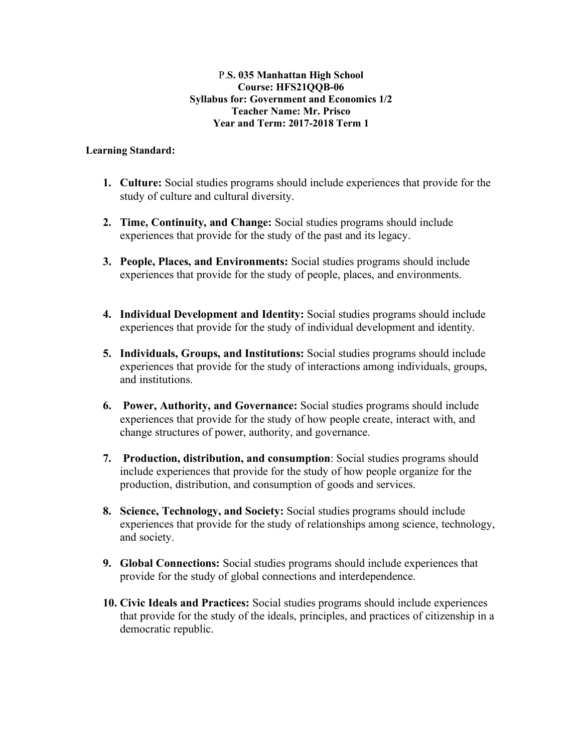**P.S. 035 Manhattan High School**
**Course: HFS21QQB-06**
**Syllabus for: Government and Economics 1/2**
**Teacher Name: Mr. Prisco**
**Year and Term: 2017-2018 Term 1**

**Learning Standard:**

1. **Culture:** Social studies programs should include experiences that provide for the study of culture and cultural diversity.

2. **Time, Continuity, and Change:** Social studies programs should include experiences that provide for the study of the past and its legacy.

3. **People, Places, and Environments:** Social studies programs should include experiences that provide for the study of people, places, and environments.

4. **Individual Development and Identity:** Social studies programs should include experiences that provide for the study of individual development and identity.

5. **Individuals, Groups, and Institutions:** Social studies programs should include experiences that provide for the study of interactions among individuals, groups, and institutions.

6. **Power, Authority, and Governance:** Social studies programs should include experiences that provide for the study of how people create, interact with, and change structures of power, authority, and governance.

7. **Production, distribution, and consumption**: Social studies programs should include experiences that provide for the study of how people organize for the production, distribution, and consumption of goods and services.

8. **Science, Technology, and Society:** Social studies programs should include experiences that provide for the study of relationships among science, technology, and society.

9. **Global Connections:** Social studies programs should include experiences that provide for the study of global connections and interdependence.

10. **Civic Ideals and Practices:** Social studies programs should include experiences that provide for the study of the ideals, principles, and practices of citizenship in a democratic republic.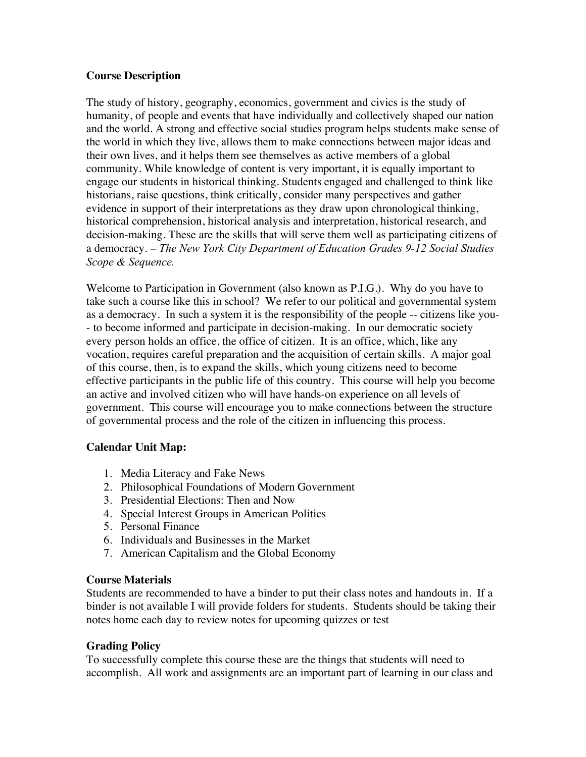## Course Description

The study of history, geography, economics, government and civics is the study of humanity, of people and events that have individually and collectively shaped our nation and the world. A strong and effective social studies program helps students make sense of the world in which they live, allows them to make connections between major ideas and their own lives, and it helps them see themselves as active members of a global community. While knowledge of content is very important, it is equally important to engage our students in historical thinking. Students engaged and challenged to think like historians, raise questions, think critically, consider many perspectives and gather evidence in support of their interpretations as they draw upon chronological thinking, historical comprehension, historical analysis and interpretation, historical research, and decision-making. These are the skills that will serve them well as participating citizens of a democracy. – *The New York City Department of Education Grades 9-12 Social Studies Scope & Sequence.*

Welcome to Participation in Government (also known as P.I.G.). Why do you have to take such a course like this in school? We refer to our political and governmental system as a democracy. In such a system it is the responsibility of the people -- citizens like you-- to become informed and participate in decision-making. In our democratic society every person holds an office, the office of citizen. It is an office, which, like any vocation, requires careful preparation and the acquisition of certain skills. A major goal of this course, then, is to expand the skills, which young citizens need to become effective participants in the public life of this country. This course will help you become an active and involved citizen who will have hands-on experience on all levels of government. This course will encourage you to make connections between the structure of governmental process and the role of the citizen in influencing this process.

## Calendar Unit Map:

1. Media Literacy and Fake News
2. Philosophical Foundations of Modern Government
3. Presidential Elections: Then and Now
4. Special Interest Groups in American Politics
5. Personal Finance
6. Individuals and Businesses in the Market
7. American Capitalism and the Global Economy

## Course Materials

Students are recommended to have a binder to put their class notes and handouts in. If a binder is not available I will provide folders for students. Students should be taking their notes home each day to review notes for upcoming quizzes or test

## Grading Policy

To successfully complete this course these are the things that students will need to accomplish. All work and assignments are an important part of learning in our class and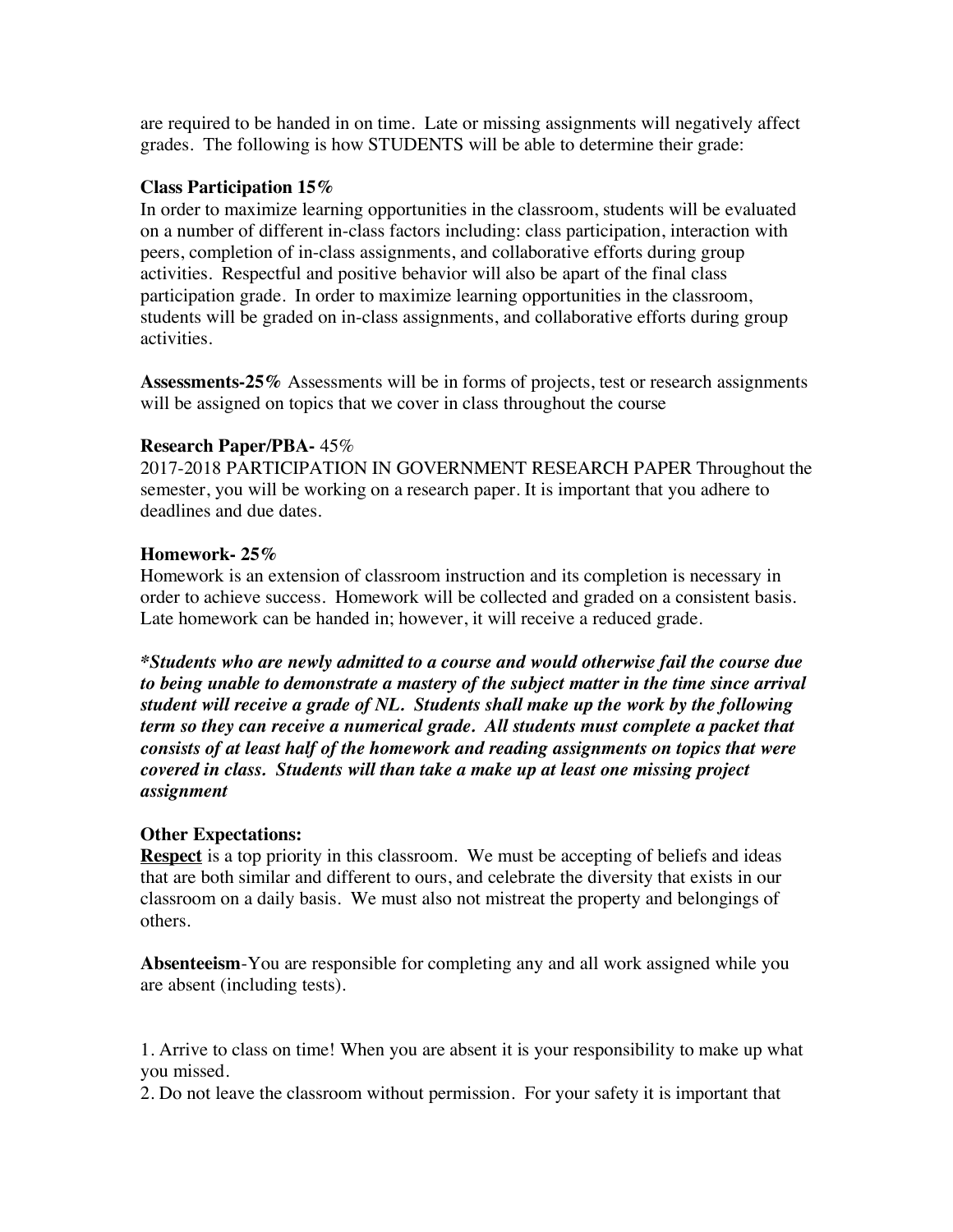are required to be handed in on time. Late or missing assignments will negatively affect grades. The following is how STUDENTS will be able to determine their grade:

**Class Participation 15%**
In order to maximize learning opportunities in the classroom, students will be evaluated on a number of different in-class factors including: class participation, interaction with peers, completion of in-class assignments, and collaborative efforts during group activities. Respectful and positive behavior will also be apart of the final class participation grade. In order to maximize learning opportunities in the classroom, students will be graded on in-class assignments, and collaborative efforts during group activities.

**Assessments-25%** Assessments will be in forms of projects, test or research assignments will be assigned on topics that we cover in class throughout the course

**Research Paper/PBA-** 45%
2017-2018 PARTICIPATION IN GOVERNMENT RESEARCH PAPER Throughout the semester, you will be working on a research paper. It is important that you adhere to deadlines and due dates.

**Homework- 25%**
Homework is an extension of classroom instruction and its completion is necessary in order to achieve success. Homework will be collected and graded on a consistent basis. Late homework can be handed in; however, it will receive a reduced grade.

***\*Students who are newly admitted to a course and would otherwise fail the course due to being unable to demonstrate a mastery of the subject matter in the time since arrival student will receive a grade of NL. Students shall make up the work by the following term so they can receive a numerical grade. All students must complete a packet that consists of at least half of the homework and reading assignments on topics that were covered in class. Students will than take a make up at least one missing project assignment***

**Other Expectations:**
**<u>Respect</u>** is a top priority in this classroom. We must be accepting of beliefs and ideas that are both similar and different to ours, and celebrate the diversity that exists in our classroom on a daily basis. We must also not mistreat the property and belongings of others.

**Absenteeism**-You are responsible for completing any and all work assigned while you are absent (including tests).

1. Arrive to class on time! When you are absent it is your responsibility to make up what you missed.
2. Do not leave the classroom without permission. For your safety it is important that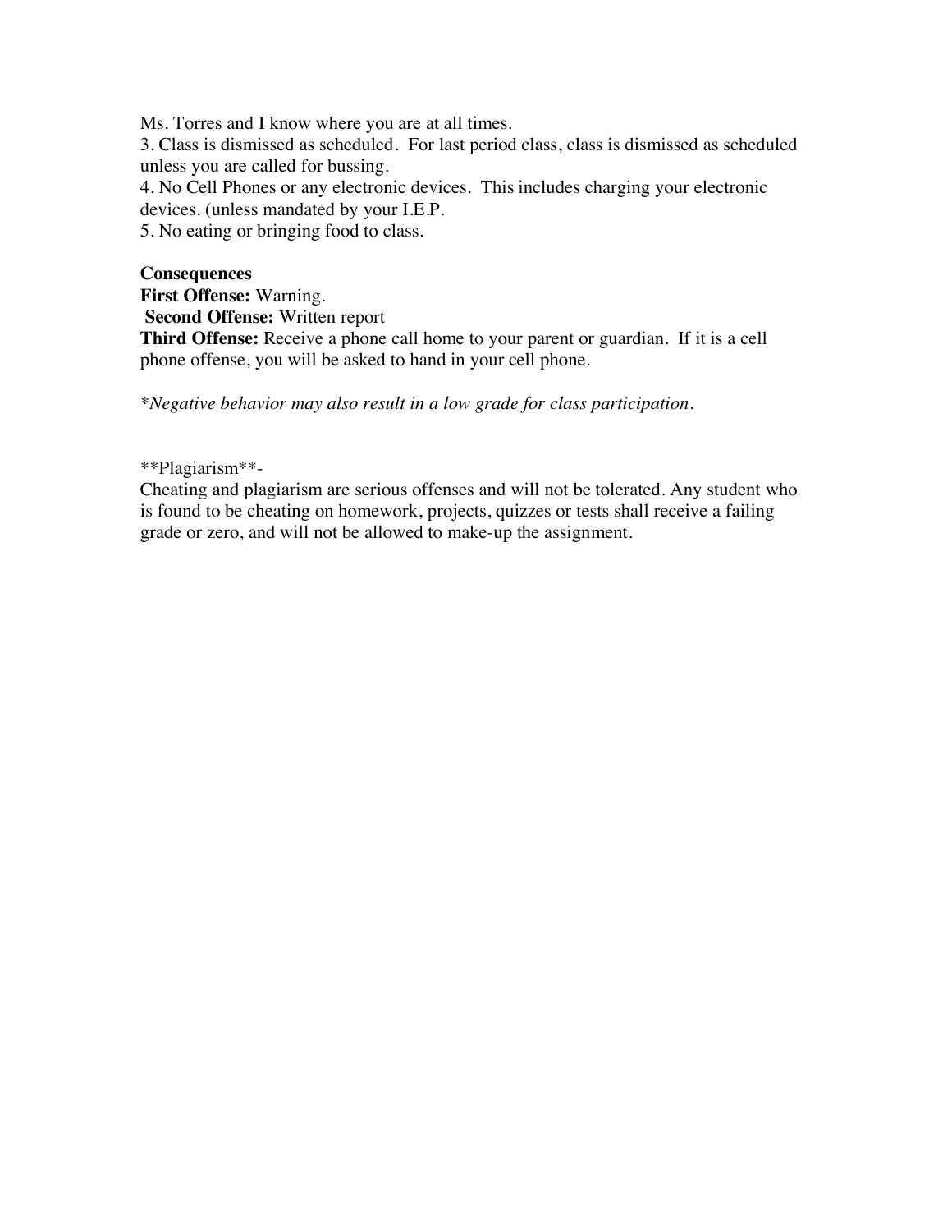Ms. Torres and I know where you are at all times.

3. Class is dismissed as scheduled. For last period class, class is dismissed as scheduled unless you are called for bussing.
4. No Cell Phones or any electronic devices. This includes charging your electronic devices. (unless mandated by your I.E.P.
5. No eating or bringing food to class.

**Consequences**

**First Offense:** Warning.

**Second Offense:** Written report

**Third Offense:** Receive a phone call home to your parent or guardian. If it is a cell phone offense, you will be asked to hand in your cell phone.

*\*Negative behavior may also result in a low grade for class participation.*

\*\*Plagiarism\*\*-

Cheating and plagiarism are serious offenses and will not be tolerated. Any student who is found to be cheating on homework, projects, quizzes or tests shall receive a failing grade or zero, and will not be allowed to make-up the assignment.